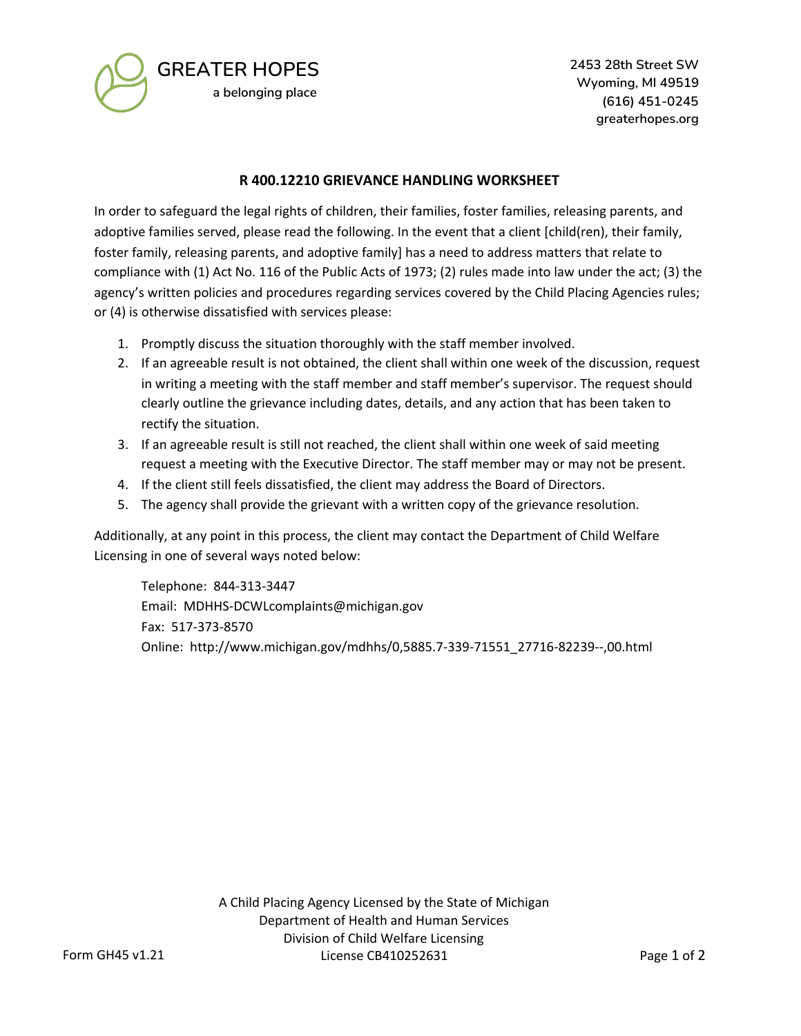GREATER HOPES

a belonging place

2453 28th Street SW
Wyoming, MI 49519
(616) 451-0245
greaterhopes.org

## R 400.12210 GRIEVANCE HANDLING WORKSHEET

In order to safeguard the legal rights of children, their families, foster families, releasing parents, and adoptive families served, please read the following. In the event that a client [child(ren), their family, foster family, releasing parents, and adoptive family] has a need to address matters that relate to compliance with (1) Act No. 116 of the Public Acts of 1973; (2) rules made into law under the act; (3) the agency's written policies and procedures regarding services covered by the Child Placing Agencies rules; or (4) is otherwise dissatisfied with services please:

1. Promptly discuss the situation thoroughly with the staff member involved.
2. If an agreeable result is not obtained, the client shall within one week of the discussion, request in writing a meeting with the staff member and staff member's supervisor. The request should clearly outline the grievance including dates, details, and any action that has been taken to rectify the situation.
3. If an agreeable result is still not reached, the client shall within one week of said meeting request a meeting with the Executive Director. The staff member may or may not be present.
4. If the client still feels dissatisfied, the client may address the Board of Directors.
5. The agency shall provide the grievant with a written copy of the grievance resolution.

Additionally, at any point in this process, the client may contact the Department of Child Welfare Licensing in one of several ways noted below:

Telephone: 844-313-3447
Email: MDHHS-DCWLcomplaints@michigan.gov
Fax: 517-373-8570
Online: http://www.michigan.gov/mdhhs/0,5885.7-339-71551_27716-82239--,00.html

A Child Placing Agency Licensed by the State of Michigan
Department of Health and Human Services
Division of Child Welfare Licensing
License CB410252631

Form GH45 v1.21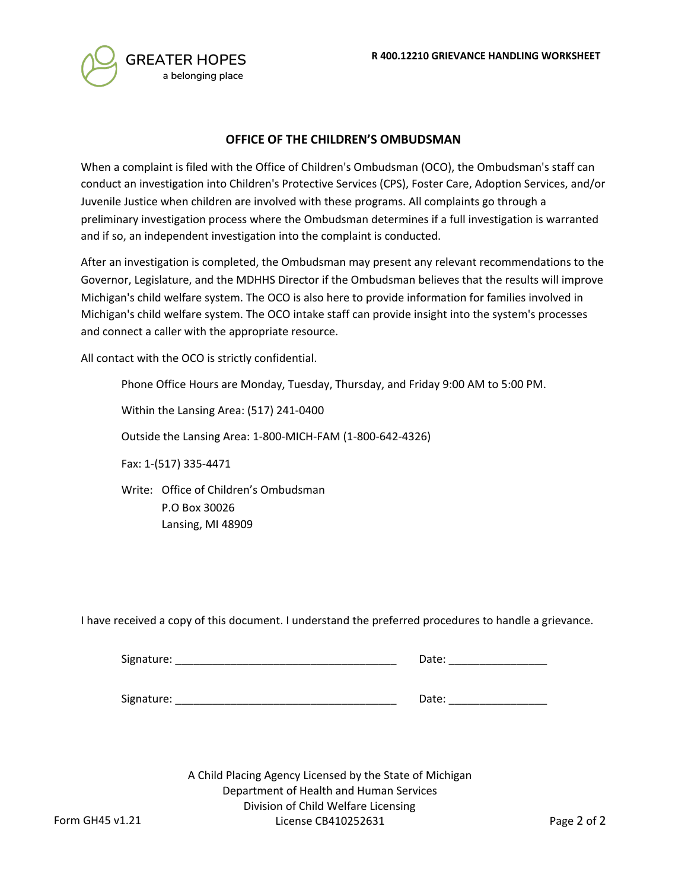## OFFICE OF THE CHILDREN'S OMBUDSMAN

When a complaint is filed with the Office of Children's Ombudsman (OCO), the Ombudsman's staff can conduct an investigation into Children's Protective Services (CPS), Foster Care, Adoption Services, and/or Juvenile Justice when children are involved with these programs. All complaints go through a preliminary investigation process where the Ombudsman determines if a full investigation is warranted and if so, an independent investigation into the complaint is conducted.

After an investigation is completed, the Ombudsman may present any relevant recommendations to the Governor, Legislature, and the MDHHS Director if the Ombudsman believes that the results will improve Michigan's child welfare system. The OCO is also here to provide information for families involved in Michigan's child welfare system. The OCO intake staff can provide insight into the system's processes and connect a caller with the appropriate resource.

All contact with the OCO is strictly confidential.

Phone Office Hours are Monday, Tuesday, Thursday, and Friday 9:00 AM to 5:00 PM.

Within the Lansing Area: (517) 241-0400

Outside the Lansing Area: 1-800-MICH-FAM (1-800-642-4326)

Fax: 1-(517) 335-4471

Write: Office of Children's Ombudsman
P.O Box 30026
Lansing, MI 48909

I have received a copy of this document. I understand the preferred procedures to handle a grievance.

Signature: ____________________________________ Date: ________________

Signature: ____________________________________ Date: ________________

A Child Placing Agency Licensed by the State of Michigan
Department of Health and Human Services
Division of Child Welfare Licensing
License CB410252631

Form GH45 v1.21